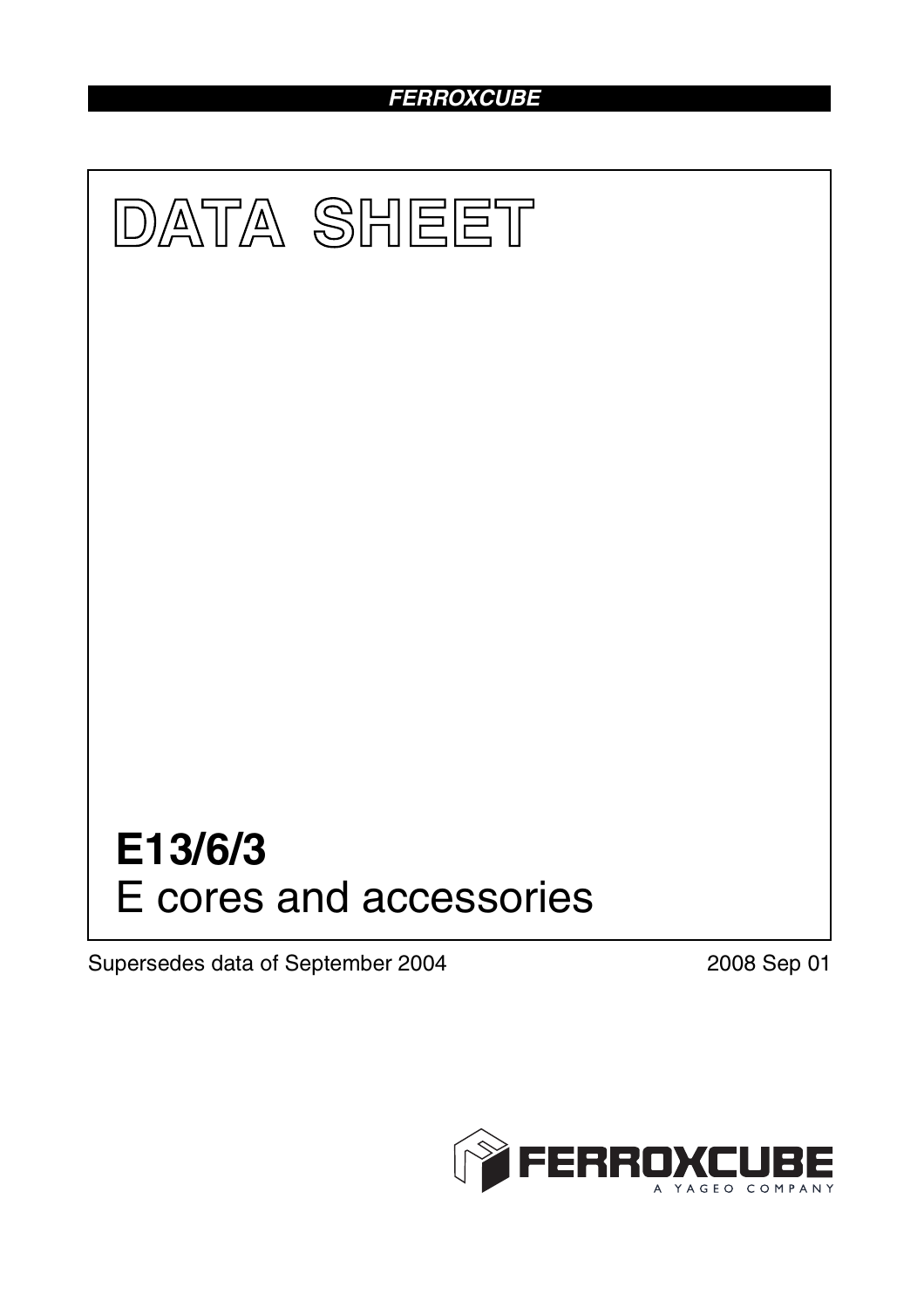FERROXCUBE

# DATA SHEET

# E13/6/3

E cores and accessories

Supersedes data of September 2004

2008 Sep 01

FERROXCUBE

A YAGEO COMPANY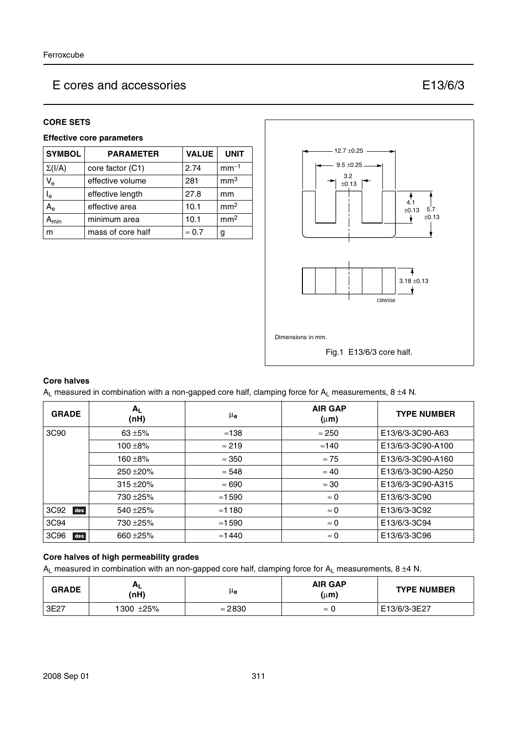# E cores and accessories E13/6/3

## CORE SETS

### Effective core parameters

| SYMBOL | PARAMETER | VALUE | UNIT |
|---|---|---|---|
| $\Sigma(I/A)$ | core factor (C1) | 2.74 | $mm^{-1}$ |
| $V_e$ | effective volume | 281 | $mm^3$ |
| $l_e$ | effective length | 27.8 | mm |
| $A_e$ | effective area | 10.1 | $mm^2$ |
| $A_{min}$ | minimum area | 10.1 | $mm^2$ |
| m | mass of core half | ≈ 0.7 | g |

12.7 ±0.25
9.5 ±0.25
3.2 ±0.13
4.1 ±0.13
5.7 ±0.13
3.18 ±0.13
CBW556

Dimensions in mm.

Fig.1 E13/6/3 core half.

### Core halves

$A_L$ measured in combination with a non-gapped core half, clamping force for $A_L$ measurements, 8 ±4 N.

| GRADE | $A_L$ (nH) | $\mu_e$ | AIR GAP (μm) | TYPE NUMBER |
|---|---|---|---|---|
| 3C90 | 63 ±5% | ≈138 | ≈ 250 | E13/6/3-3C90-A63 |
| | 100 ±8% | ≈ 219 | ≈140 | E13/6/3-3C90-A100 |
| | 160 ±8% | ≈ 350 | ≈ 75 | E13/6/3-3C90-A160 |
| | 250 ±20% | ≈ 548 | ≈ 40 | E13/6/3-3C90-A250 |
| | 315 ±20% | ≈ 690 | ≈ 30 | E13/6/3-3C90-A315 |
| | 730 ±25% | ≈1590 | ≈ 0 | E13/6/3-3C90 |
| 3C92 des | 540 ±25% | ≈1180 | ≈ 0 | E13/6/3-3C92 |
| 3C94 | 730 ±25% | ≈1590 | ≈ 0 | E13/6/3-3C94 |
| 3C96 des | 660 ±25% | ≈1440 | ≈ 0 | E13/6/3-3C96 |

### Core halves of high permeability grades

$A_L$ measured in combination with an non-gapped core half, clamping force for $A_L$ measurements, 8 ±4 N.

| GRADE | $A_L$ (nH) | $\mu_e$ | AIR GAP (μm) | TYPE NUMBER |
|---|---|---|---|---|
| 3E27 | 1300 ±25% | ≈ 2830 | ≈ 0 | E13/6/3-3E27 |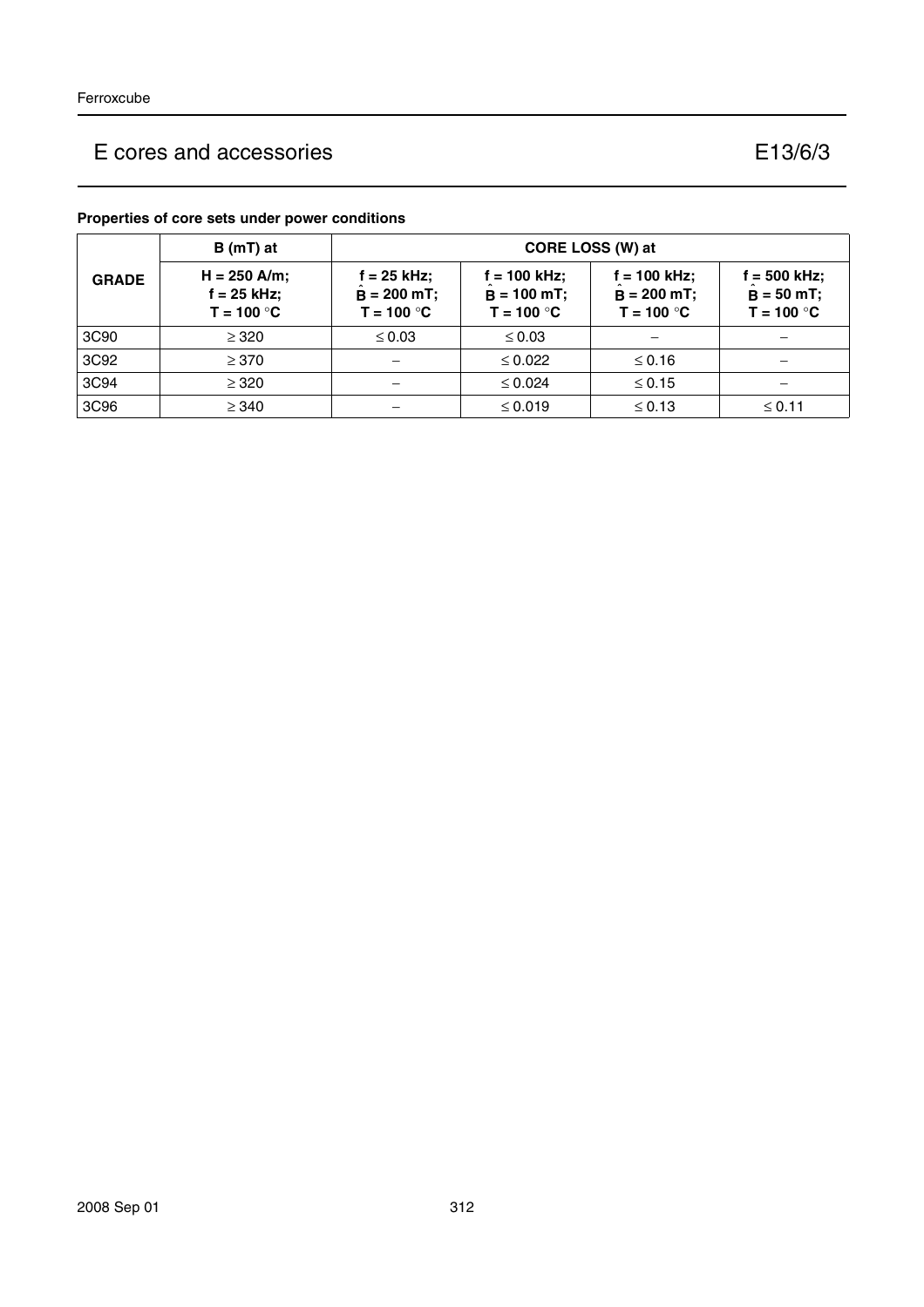# E cores and accessories E13/6/3

**Properties of core sets under power conditions**

| GRADE | B (mT) at | CORE LOSS (W) at | | | |
|---|---|---|---|---|---|
| | H = 250 A/m; f = 25 kHz; T = 100 °C | f = 25 kHz; $\hat{B}$ = 200 mT; T = 100 °C | f = 100 kHz; $\hat{B}$ = 100 mT; T = 100 °C | f = 100 kHz; $\hat{B}$ = 200 mT; T = 100 °C | f = 500 kHz; $\hat{B}$ = 50 mT; T = 100 °C |
| 3C90 | ≥ 320 | ≤ 0.03 | ≤ 0.03 | – | – |
| 3C92 | ≥ 370 | – | ≤ 0.022 | ≤ 0.16 | – |
| 3C94 | ≥ 320 | – | ≤ 0.024 | ≤ 0.15 | – |
| 3C96 | ≥ 340 | – | ≤ 0.019 | ≤ 0.13 | ≤ 0.11 |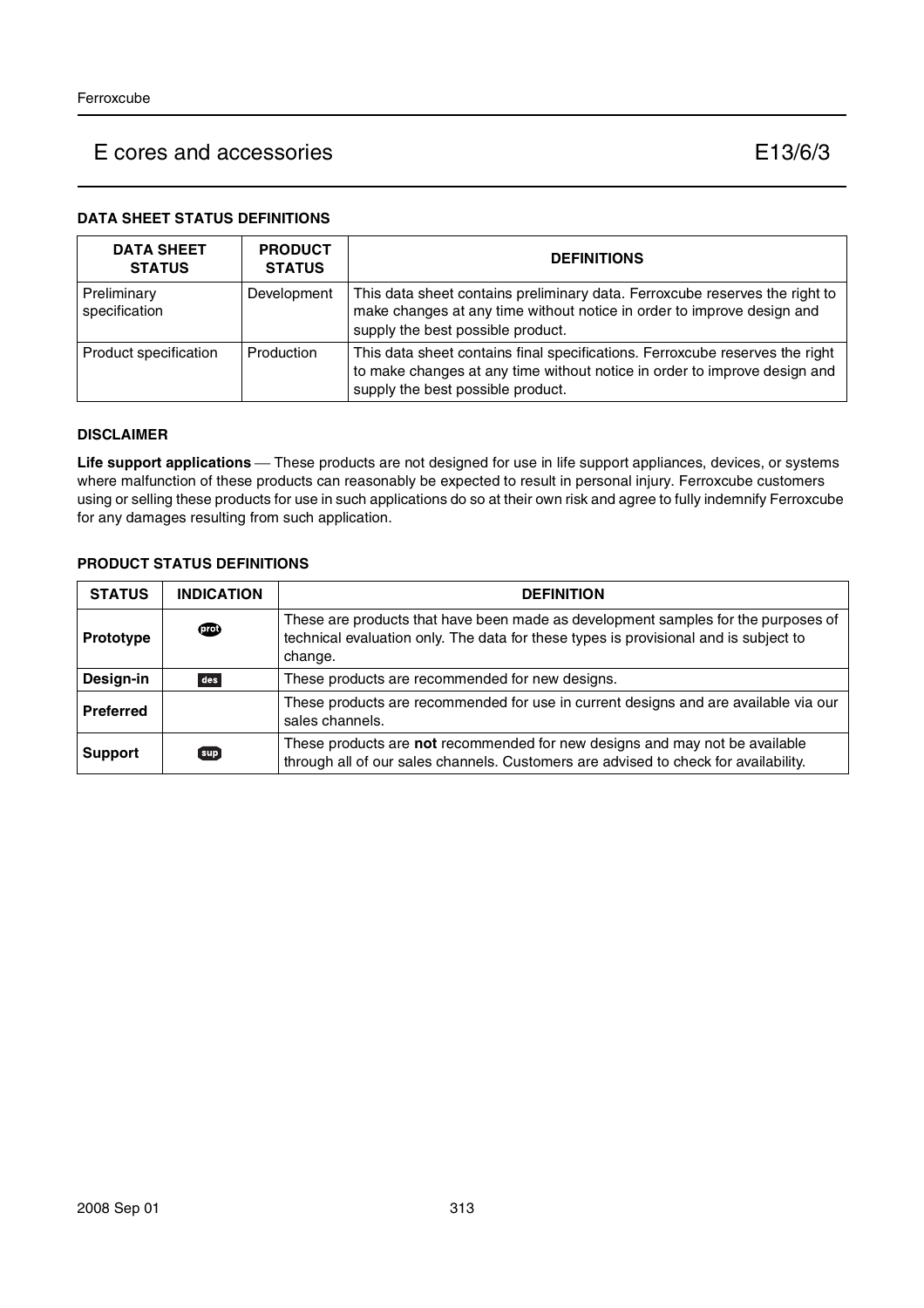## DATA SHEET STATUS DEFINITIONS

| DATA SHEET STATUS | PRODUCT STATUS | DEFINITIONS |
|---|---|---|
| Preliminary specification | Development | This data sheet contains preliminary data. Ferroxcube reserves the right to make changes at any time without notice in order to improve design and supply the best possible product. |
| Product specification | Production | This data sheet contains final specifications. Ferroxcube reserves the right to make changes at any time without notice in order to improve design and supply the best possible product. |

## DISCLAIMER

**Life support applications** — These products are not designed for use in life support appliances, devices, or systems where malfunction of these products can reasonably be expected to result in personal injury. Ferroxcube customers using or selling these products for use in such applications do so at their own risk and agree to fully indemnify Ferroxcube for any damages resulting from such application.

## PRODUCT STATUS DEFINITIONS

| STATUS | INDICATION | DEFINITION |
|---|---|---|
| **Prototype** | prot | These are products that have been made as development samples for the purposes of technical evaluation only. The data for these types is provisional and is subject to change. |
| **Design-in** | des | These products are recommended for new designs. |
| **Preferred** | | These products are recommended for use in current designs and are available via our sales channels. |
| **Support** | sup | These products are **not** recommended for new designs and may not be available through all of our sales channels. Customers are advised to check for availability. |